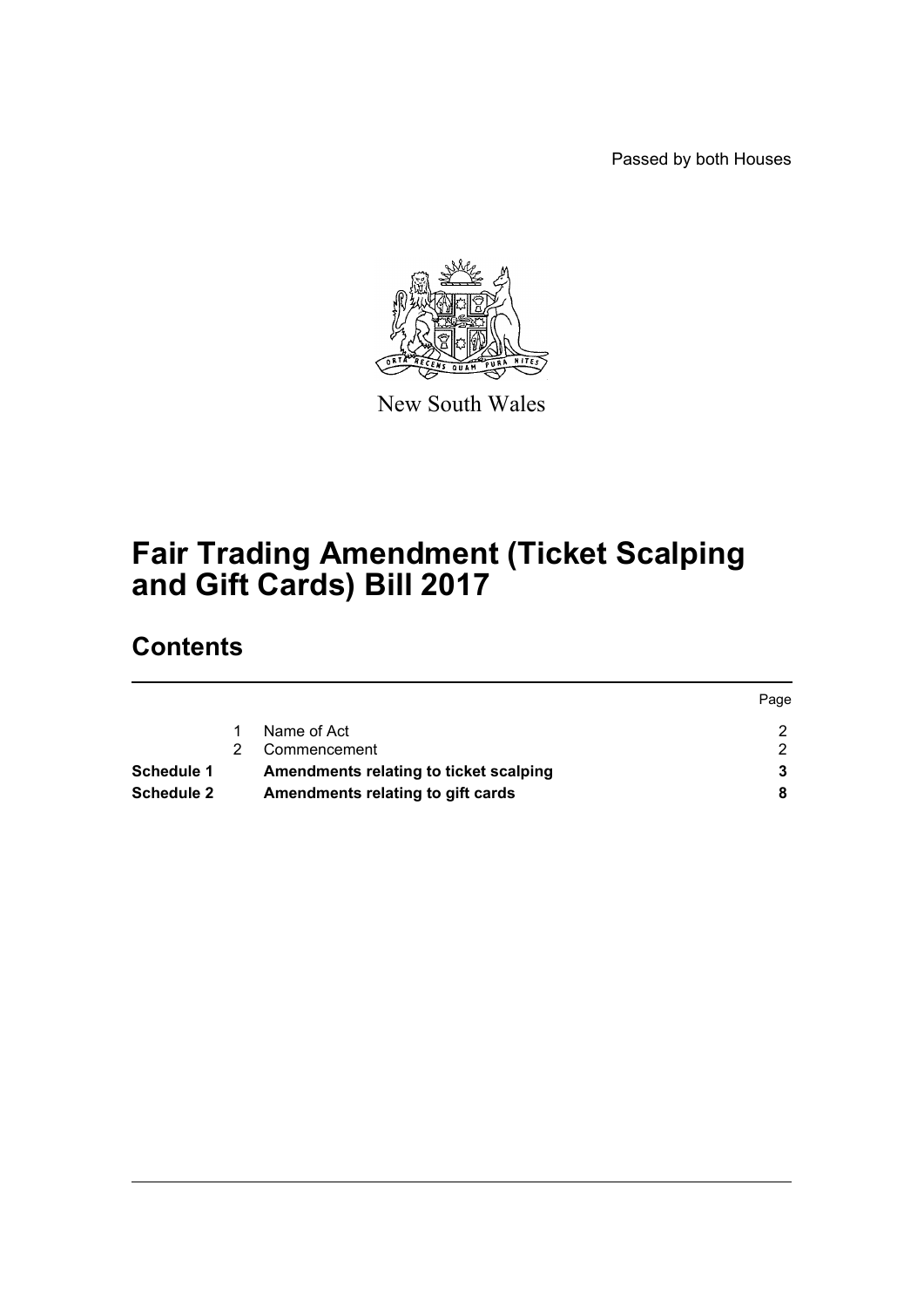Passed by both Houses

New South Wales

# Fair Trading Amendment (Ticket Scalping and Gift Cards) Bill 2017

## Contents

| | | | Page |
|---|---|---|---|
| | 1 | Name of Act | 2 |
| | 2 | Commencement | 2 |
| **Schedule 1** | | **Amendments relating to ticket scalping** | **3** |
| **Schedule 2** | | **Amendments relating to gift cards** | **8** |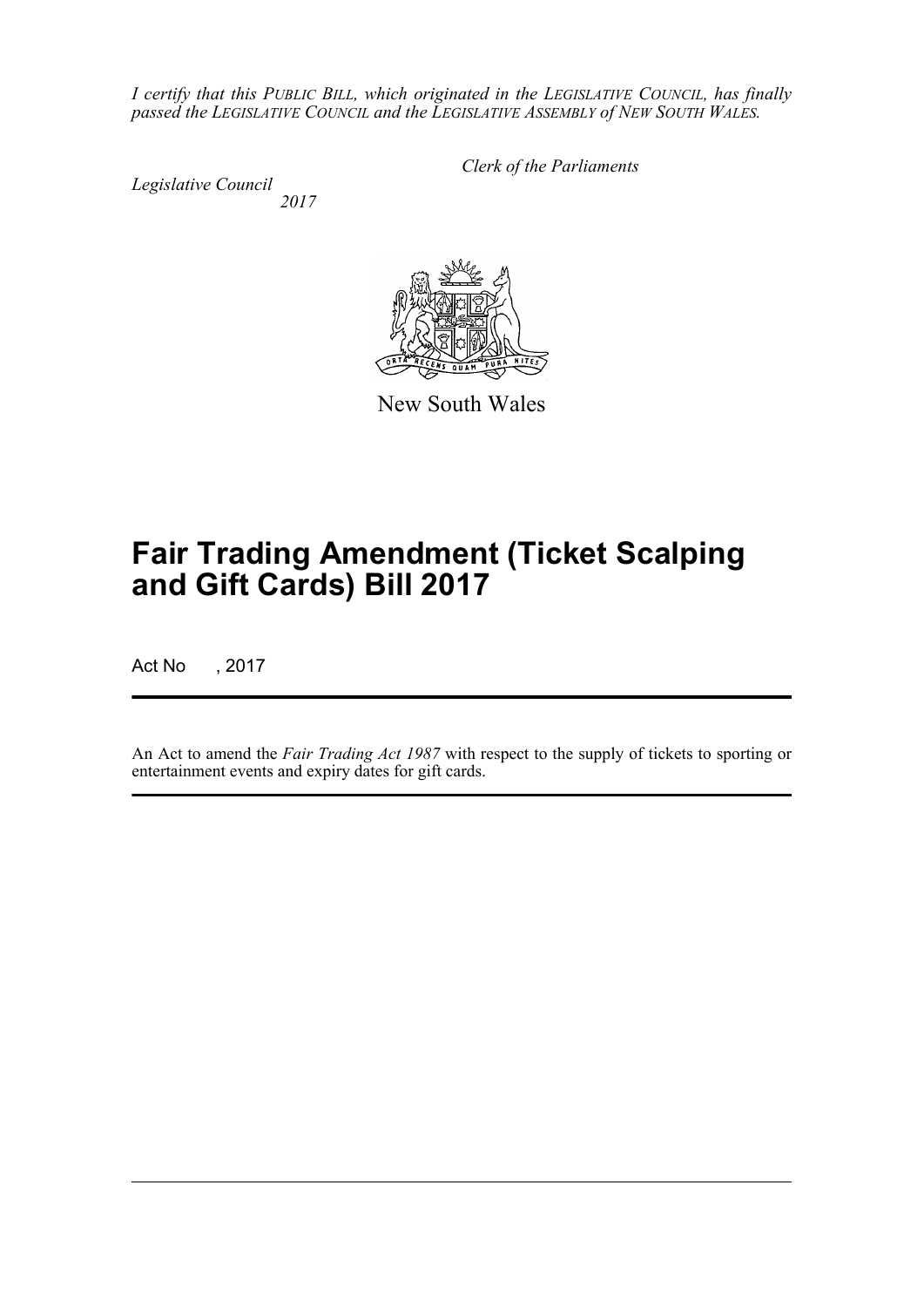*I certify that this PUBLIC BILL, which originated in the LEGISLATIVE COUNCIL, has finally passed the LEGISLATIVE COUNCIL and the LEGISLATIVE ASSEMBLY of NEW SOUTH WALES.*

*Clerk of the Parliaments*

*Legislative Council*
*2017*

New South Wales

# Fair Trading Amendment (Ticket Scalping and Gift Cards) Bill 2017

Act No , 2017

An Act to amend the *Fair Trading Act 1987* with respect to the supply of tickets to sporting or entertainment events and expiry dates for gift cards.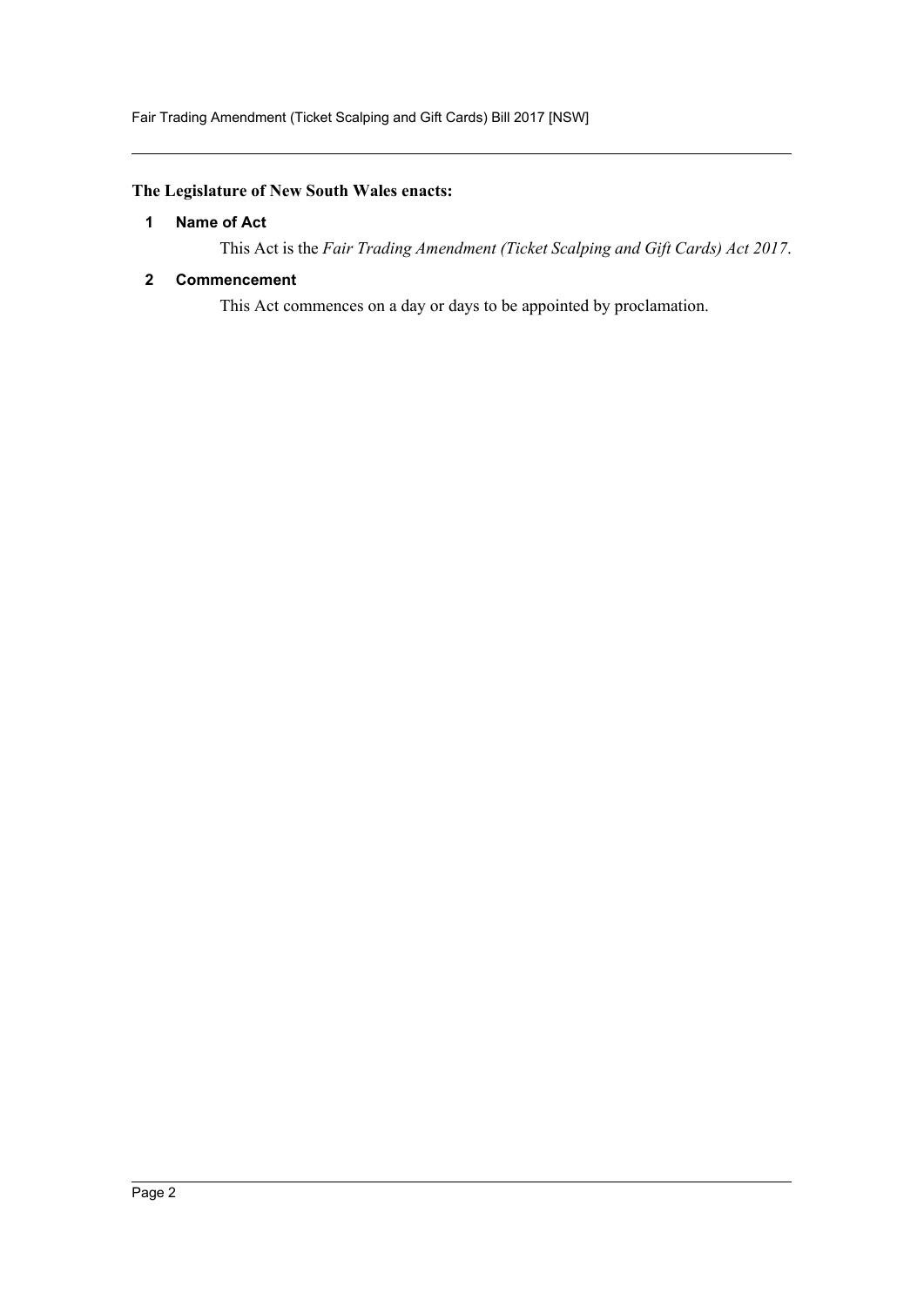**The Legislature of New South Wales enacts:**

### 1 Name of Act

This Act is the *Fair Trading Amendment (Ticket Scalping and Gift Cards) Act 2017*.

### 2 Commencement

This Act commences on a day or days to be appointed by proclamation.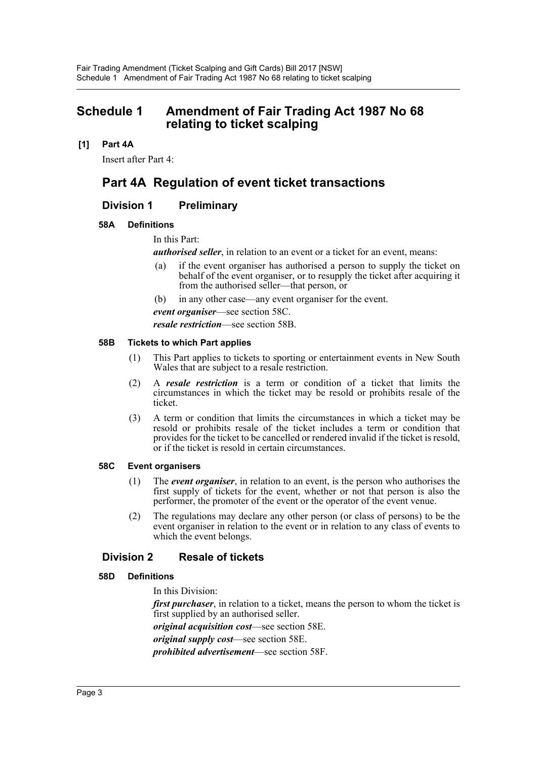# Schedule 1 Amendment of Fair Trading Act 1987 No 68 relating to ticket scalping

**[1] Part 4A**

Insert after Part 4:

## Part 4A Regulation of event ticket transactions

### Division 1 Preliminary

**58A Definitions**

In this Part:

***authorised seller***, in relation to an event or a ticket for an event, means:

(a) if the event organiser has authorised a person to supply the ticket on behalf of the event organiser, or to resupply the ticket after acquiring it from the authorised seller—that person, or

(b) in any other case—any event organiser for the event.

***event organiser***—see section 58C.

***resale restriction***—see section 58B.

**58B Tickets to which Part applies**

(1) This Part applies to tickets to sporting or entertainment events in New South Wales that are subject to a resale restriction.

(2) A ***resale restriction*** is a term or condition of a ticket that limits the circumstances in which the ticket may be resold or prohibits resale of the ticket.

(3) A term or condition that limits the circumstances in which a ticket may be resold or prohibits resale of the ticket includes a term or condition that provides for the ticket to be cancelled or rendered invalid if the ticket is resold, or if the ticket is resold in certain circumstances.

**58C Event organisers**

(1) The ***event organiser***, in relation to an event, is the person who authorises the first supply of tickets for the event, whether or not that person is also the performer, the promoter of the event or the operator of the event venue.

(2) The regulations may declare any other person (or class of persons) to be the event organiser in relation to the event or in relation to any class of events to which the event belongs.

### Division 2 Resale of tickets

**58D Definitions**

In this Division:

***first purchaser***, in relation to a ticket, means the person to whom the ticket is first supplied by an authorised seller.

***original acquisition cost***—see section 58E.

***original supply cost***—see section 58E.

***prohibited advertisement***—see section 58F.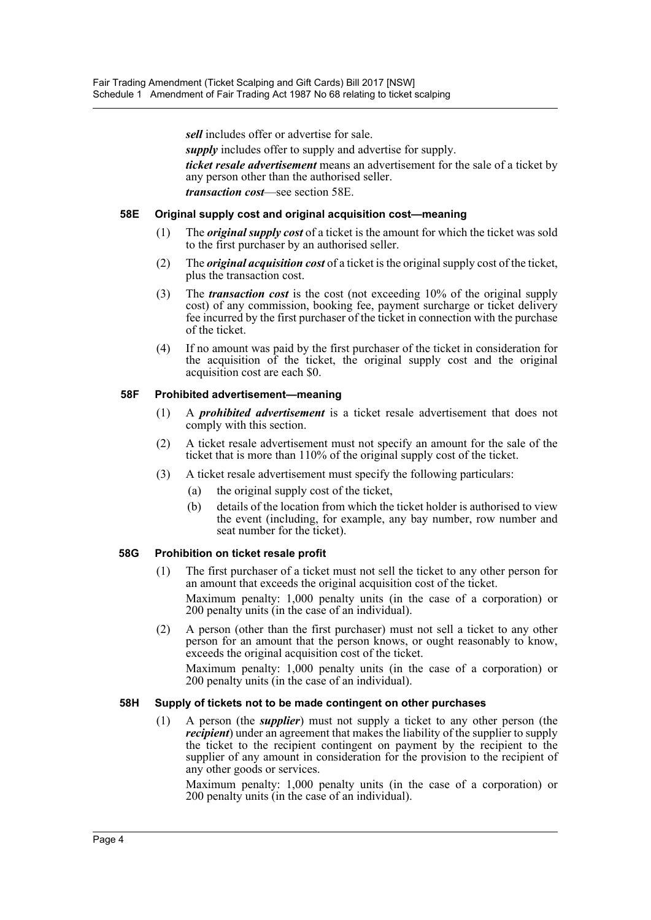***sell*** includes offer or advertise for sale.

***supply*** includes offer to supply and advertise for supply.

***ticket resale advertisement*** means an advertisement for the sale of a ticket by any person other than the authorised seller.

***transaction cost***—see section 58E.

### 58E Original supply cost and original acquisition cost—meaning

(1) The ***original supply cost*** of a ticket is the amount for which the ticket was sold to the first purchaser by an authorised seller.

(2) The ***original acquisition cost*** of a ticket is the original supply cost of the ticket, plus the transaction cost.

(3) The ***transaction cost*** is the cost (not exceeding 10% of the original supply cost) of any commission, booking fee, payment surcharge or ticket delivery fee incurred by the first purchaser of the ticket in connection with the purchase of the ticket.

(4) If no amount was paid by the first purchaser of the ticket in consideration for the acquisition of the ticket, the original supply cost and the original acquisition cost are each $0.

### 58F Prohibited advertisement—meaning

(1) A ***prohibited advertisement*** is a ticket resale advertisement that does not comply with this section.

(2) A ticket resale advertisement must not specify an amount for the sale of the ticket that is more than 110% of the original supply cost of the ticket.

(3) A ticket resale advertisement must specify the following particulars:

   (a) the original supply cost of the ticket,

   (b) details of the location from which the ticket holder is authorised to view the event (including, for example, any bay number, row number and seat number for the ticket).

### 58G Prohibition on ticket resale profit

(1) The first purchaser of a ticket must not sell the ticket to any other person for an amount that exceeds the original acquisition cost of the ticket.

Maximum penalty: 1,000 penalty units (in the case of a corporation) or 200 penalty units (in the case of an individual).

(2) A person (other than the first purchaser) must not sell a ticket to any other person for an amount that the person knows, or ought reasonably to know, exceeds the original acquisition cost of the ticket.

Maximum penalty: 1,000 penalty units (in the case of a corporation) or 200 penalty units (in the case of an individual).

### 58H Supply of tickets not to be made contingent on other purchases

(1) A person (the ***supplier***) must not supply a ticket to any other person (the ***recipient***) under an agreement that makes the liability of the supplier to supply the ticket to the recipient contingent on payment by the recipient to the supplier of any amount in consideration for the provision to the recipient of any other goods or services.

Maximum penalty: 1,000 penalty units (in the case of a corporation) or 200 penalty units (in the case of an individual).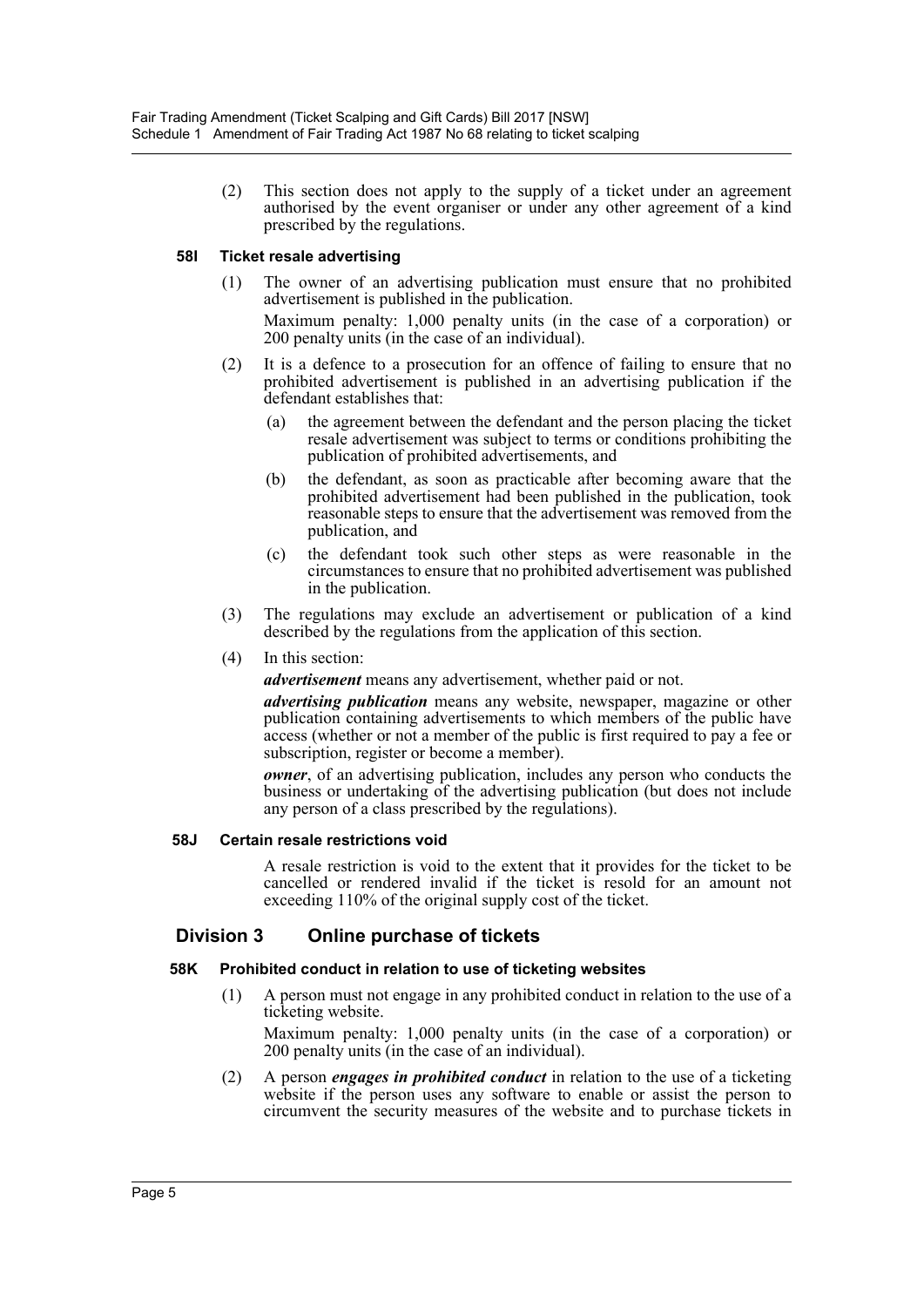(2) This section does not apply to the supply of a ticket under an agreement authorised by the event organiser or under any other agreement of a kind prescribed by the regulations.

#### 58I Ticket resale advertising

(1) The owner of an advertising publication must ensure that no prohibited advertisement is published in the publication.

Maximum penalty: 1,000 penalty units (in the case of a corporation) or 200 penalty units (in the case of an individual).

(2) It is a defence to a prosecution for an offence of failing to ensure that no prohibited advertisement is published in an advertising publication if the defendant establishes that:

(a) the agreement between the defendant and the person placing the ticket resale advertisement was subject to terms or conditions prohibiting the publication of prohibited advertisements, and

(b) the defendant, as soon as practicable after becoming aware that the prohibited advertisement had been published in the publication, took reasonable steps to ensure that the advertisement was removed from the publication, and

(c) the defendant took such other steps as were reasonable in the circumstances to ensure that no prohibited advertisement was published in the publication.

(3) The regulations may exclude an advertisement or publication of a kind described by the regulations from the application of this section.

(4) In this section:

***advertisement*** means any advertisement, whether paid or not.

***advertising publication*** means any website, newspaper, magazine or other publication containing advertisements to which members of the public have access (whether or not a member of the public is first required to pay a fee or subscription, register or become a member).

***owner***, of an advertising publication, includes any person who conducts the business or undertaking of the advertising publication (but does not include any person of a class prescribed by the regulations).

#### 58J Certain resale restrictions void

A resale restriction is void to the extent that it provides for the ticket to be cancelled or rendered invalid if the ticket is resold for an amount not exceeding 110% of the original supply cost of the ticket.

### Division 3 Online purchase of tickets

#### 58K Prohibited conduct in relation to use of ticketing websites

(1) A person must not engage in any prohibited conduct in relation to the use of a ticketing website.

Maximum penalty: 1,000 penalty units (in the case of a corporation) or 200 penalty units (in the case of an individual).

(2) A person ***engages in prohibited conduct*** in relation to the use of a ticketing website if the person uses any software to enable or assist the person to circumvent the security measures of the website and to purchase tickets in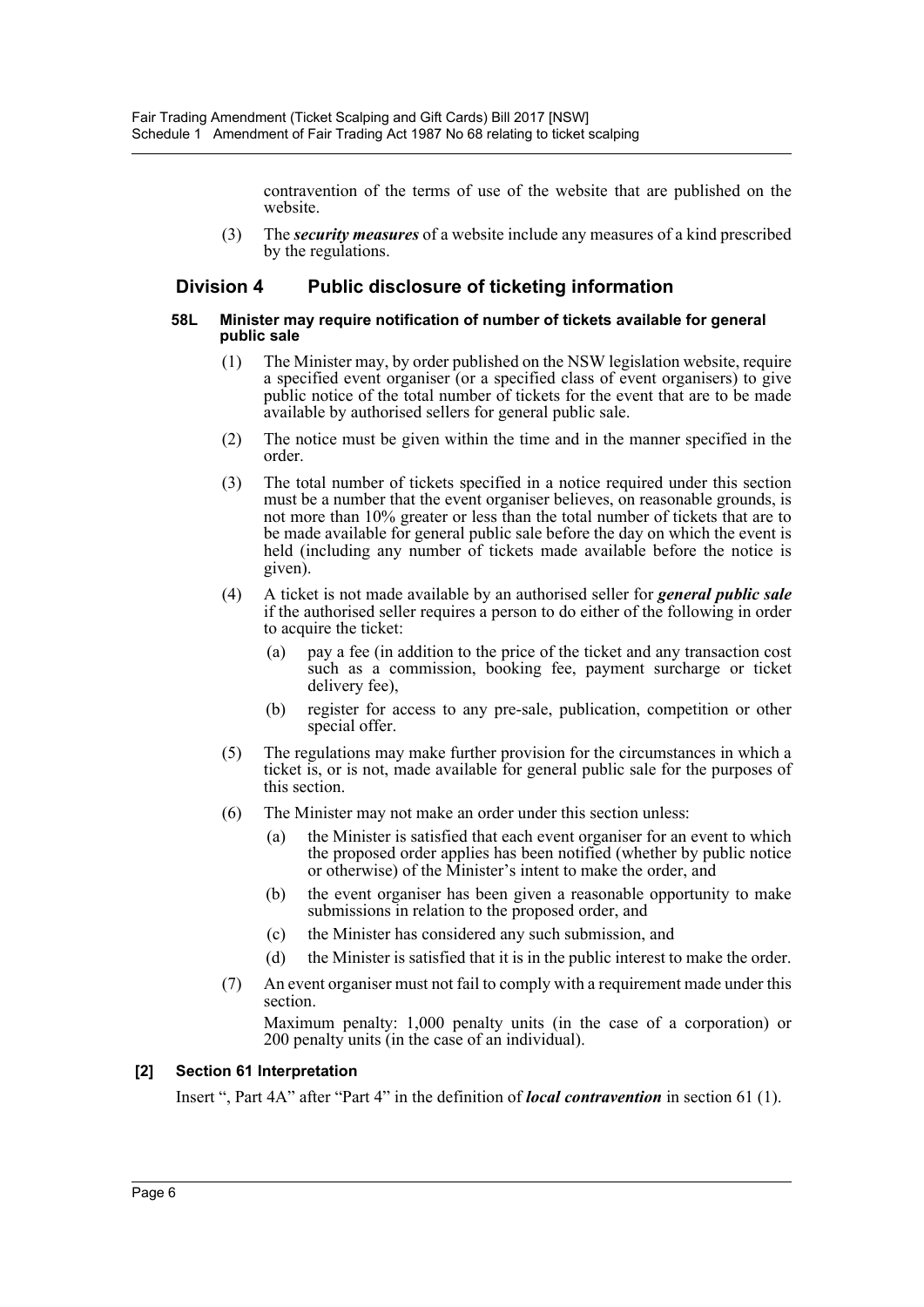contravention of the terms of use of the website that are published on the website.

(3) The ***security measures*** of a website include any measures of a kind prescribed by the regulations.

## Division 4 Public disclosure of ticketing information

#### 58L Minister may require notification of number of tickets available for general public sale

(1) The Minister may, by order published on the NSW legislation website, require a specified event organiser (or a specified class of event organisers) to give public notice of the total number of tickets for the event that are to be made available by authorised sellers for general public sale.

(2) The notice must be given within the time and in the manner specified in the order.

(3) The total number of tickets specified in a notice required under this section must be a number that the event organiser believes, on reasonable grounds, is not more than 10% greater or less than the total number of tickets that are to be made available for general public sale before the day on which the event is held (including any number of tickets made available before the notice is given).

(4) A ticket is not made available by an authorised seller for ***general public sale*** if the authorised seller requires a person to do either of the following in order to acquire the ticket:

- (a) pay a fee (in addition to the price of the ticket and any transaction cost such as a commission, booking fee, payment surcharge or ticket delivery fee),
- (b) register for access to any pre-sale, publication, competition or other special offer.

(5) The regulations may make further provision for the circumstances in which a ticket is, or is not, made available for general public sale for the purposes of this section.

(6) The Minister may not make an order under this section unless:

- (a) the Minister is satisfied that each event organiser for an event to which the proposed order applies has been notified (whether by public notice or otherwise) of the Minister's intent to make the order, and
- (b) the event organiser has been given a reasonable opportunity to make submissions in relation to the proposed order, and
- (c) the Minister has considered any such submission, and
- (d) the Minister is satisfied that it is in the public interest to make the order.

(7) An event organiser must not fail to comply with a requirement made under this section.

Maximum penalty: 1,000 penalty units (in the case of a corporation) or 200 penalty units (in the case of an individual).

#### [2] Section 61 Interpretation

Insert ", Part 4A" after "Part 4" in the definition of ***local contravention*** in section 61 (1).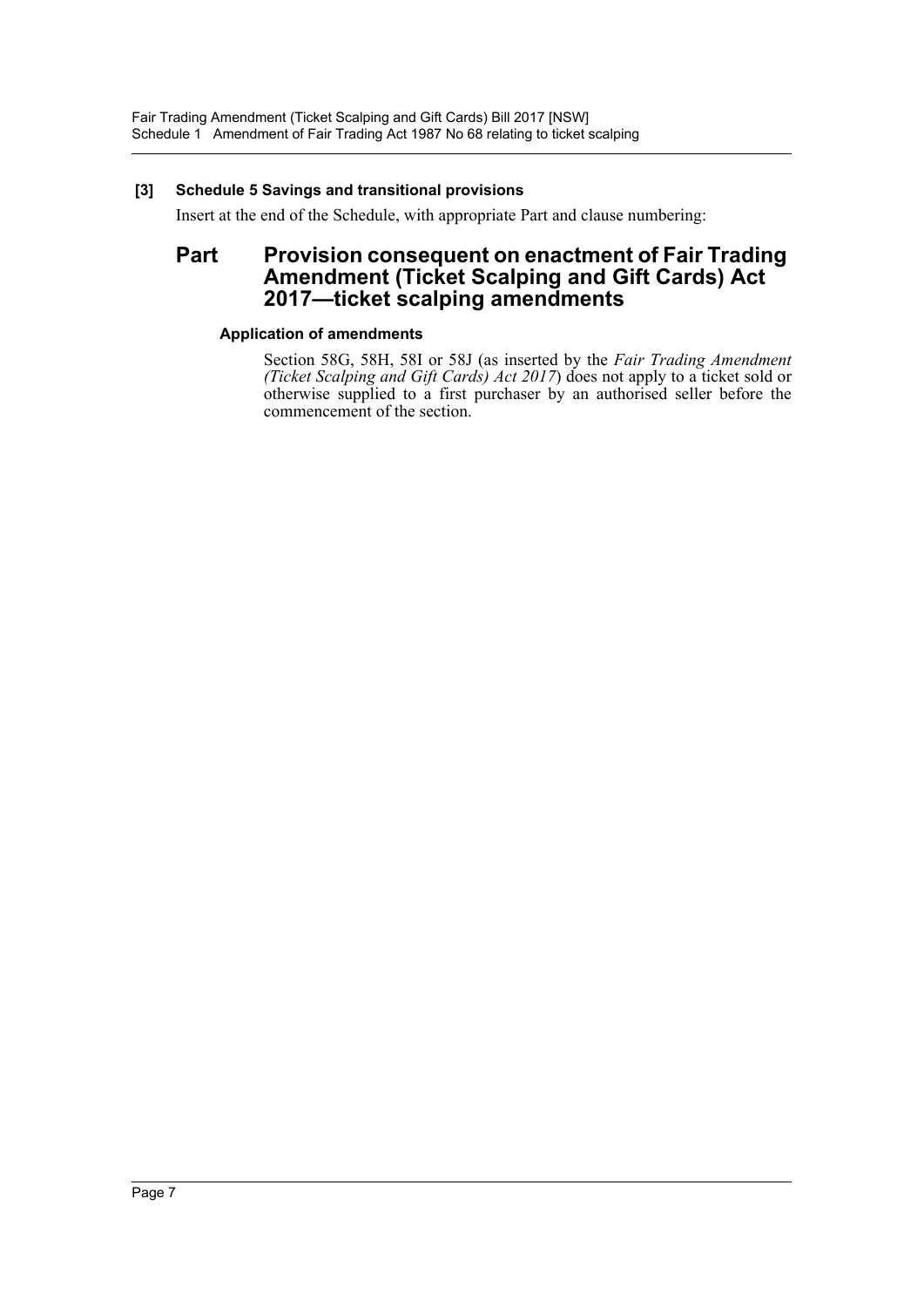**[3] Schedule 5 Savings and transitional provisions**

Insert at the end of the Schedule, with appropriate Part and clause numbering:

## Part Provision consequent on enactment of Fair Trading Amendment (Ticket Scalping and Gift Cards) Act 2017—ticket scalping amendments

### Application of amendments

Section 58G, 58H, 58I or 58J (as inserted by the *Fair Trading Amendment (Ticket Scalping and Gift Cards) Act 2017*) does not apply to a ticket sold or otherwise supplied to a first purchaser by an authorised seller before the commencement of the section.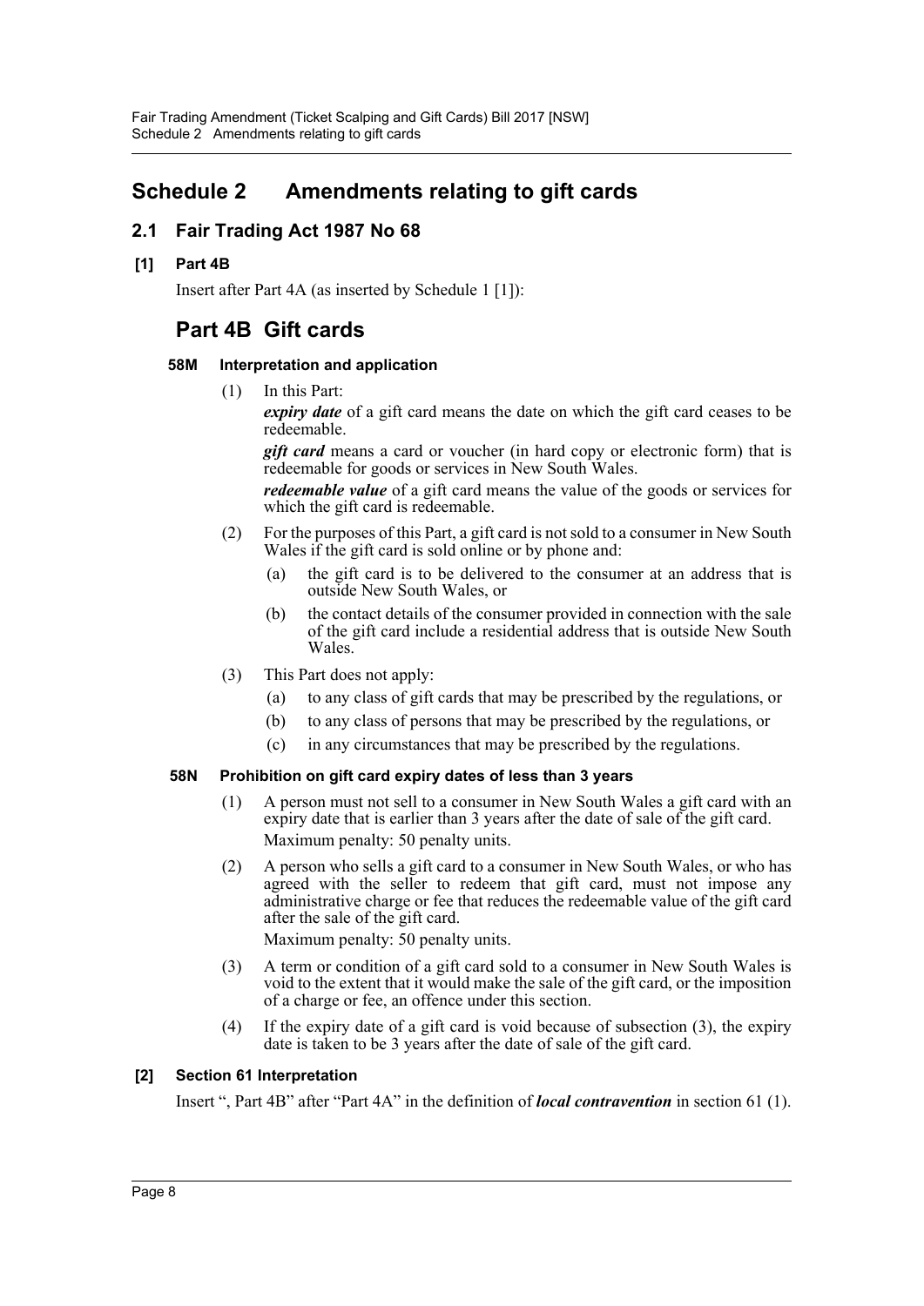# Schedule 2 Amendments relating to gift cards

## 2.1 Fair Trading Act 1987 No 68

### [1] Part 4B

Insert after Part 4A (as inserted by Schedule 1 [1]):

## Part 4B Gift cards

### 58M Interpretation and application

(1) In this Part:

***expiry date*** of a gift card means the date on which the gift card ceases to be redeemable.

***gift card*** means a card or voucher (in hard copy or electronic form) that is redeemable for goods or services in New South Wales.

***redeemable value*** of a gift card means the value of the goods or services for which the gift card is redeemable.

(2) For the purposes of this Part, a gift card is not sold to a consumer in New South Wales if the gift card is sold online or by phone and:

- (a) the gift card is to be delivered to the consumer at an address that is outside New South Wales, or
- (b) the contact details of the consumer provided in connection with the sale of the gift card include a residential address that is outside New South Wales.

(3) This Part does not apply:

- (a) to any class of gift cards that may be prescribed by the regulations, or
- (b) to any class of persons that may be prescribed by the regulations, or
- (c) in any circumstances that may be prescribed by the regulations.

### 58N Prohibition on gift card expiry dates of less than 3 years

(1) A person must not sell to a consumer in New South Wales a gift card with an expiry date that is earlier than 3 years after the date of sale of the gift card.

Maximum penalty: 50 penalty units.

(2) A person who sells a gift card to a consumer in New South Wales, or who has agreed with the seller to redeem that gift card, must not impose any administrative charge or fee that reduces the redeemable value of the gift card after the sale of the gift card.

Maximum penalty: 50 penalty units.

(3) A term or condition of a gift card sold to a consumer in New South Wales is void to the extent that it would make the sale of the gift card, or the imposition of a charge or fee, an offence under this section.

(4) If the expiry date of a gift card is void because of subsection (3), the expiry date is taken to be 3 years after the date of sale of the gift card.

### [2] Section 61 Interpretation

Insert ", Part 4B" after "Part 4A" in the definition of ***local contravention*** in section 61 (1).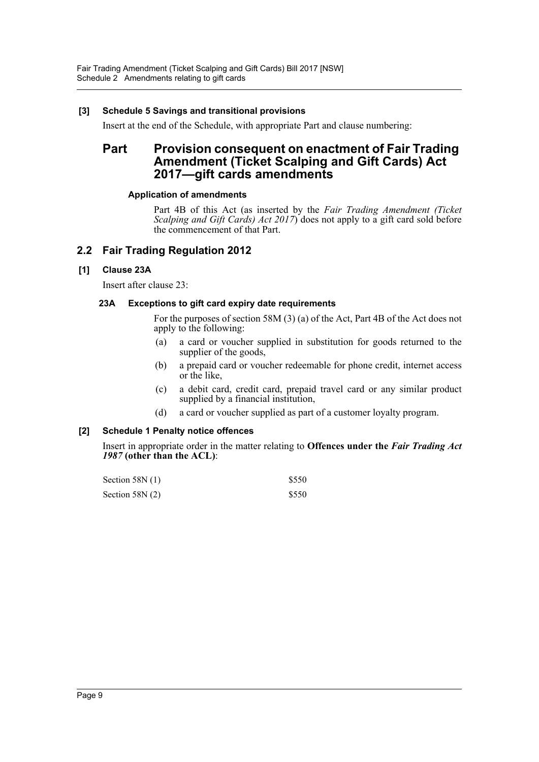**[3] Schedule 5 Savings and transitional provisions**

Insert at the end of the Schedule, with appropriate Part and clause numbering:

## Part Provision consequent on enactment of Fair Trading Amendment (Ticket Scalping and Gift Cards) Act 2017—gift cards amendments

**Application of amendments**

Part 4B of this Act (as inserted by the *Fair Trading Amendment (Ticket Scalping and Gift Cards) Act 2017*) does not apply to a gift card sold before the commencement of that Part.

## 2.2 Fair Trading Regulation 2012

**[1] Clause 23A**

Insert after clause 23:

**23A Exceptions to gift card expiry date requirements**

For the purposes of section 58M (3) (a) of the Act, Part 4B of the Act does not apply to the following:

(a) a card or voucher supplied in substitution for goods returned to the supplier of the goods,

(b) a prepaid card or voucher redeemable for phone credit, internet access or the like,

(c) a debit card, credit card, prepaid travel card or any similar product supplied by a financial institution,

(d) a card or voucher supplied as part of a customer loyalty program.

**[2] Schedule 1 Penalty notice offences**

Insert in appropriate order in the matter relating to **Offences under the *Fair Trading Act 1987* (other than the ACL)**:

| | |
|---|---|
| Section 58N (1) | \$550 |
| Section 58N (2) | \$550 |